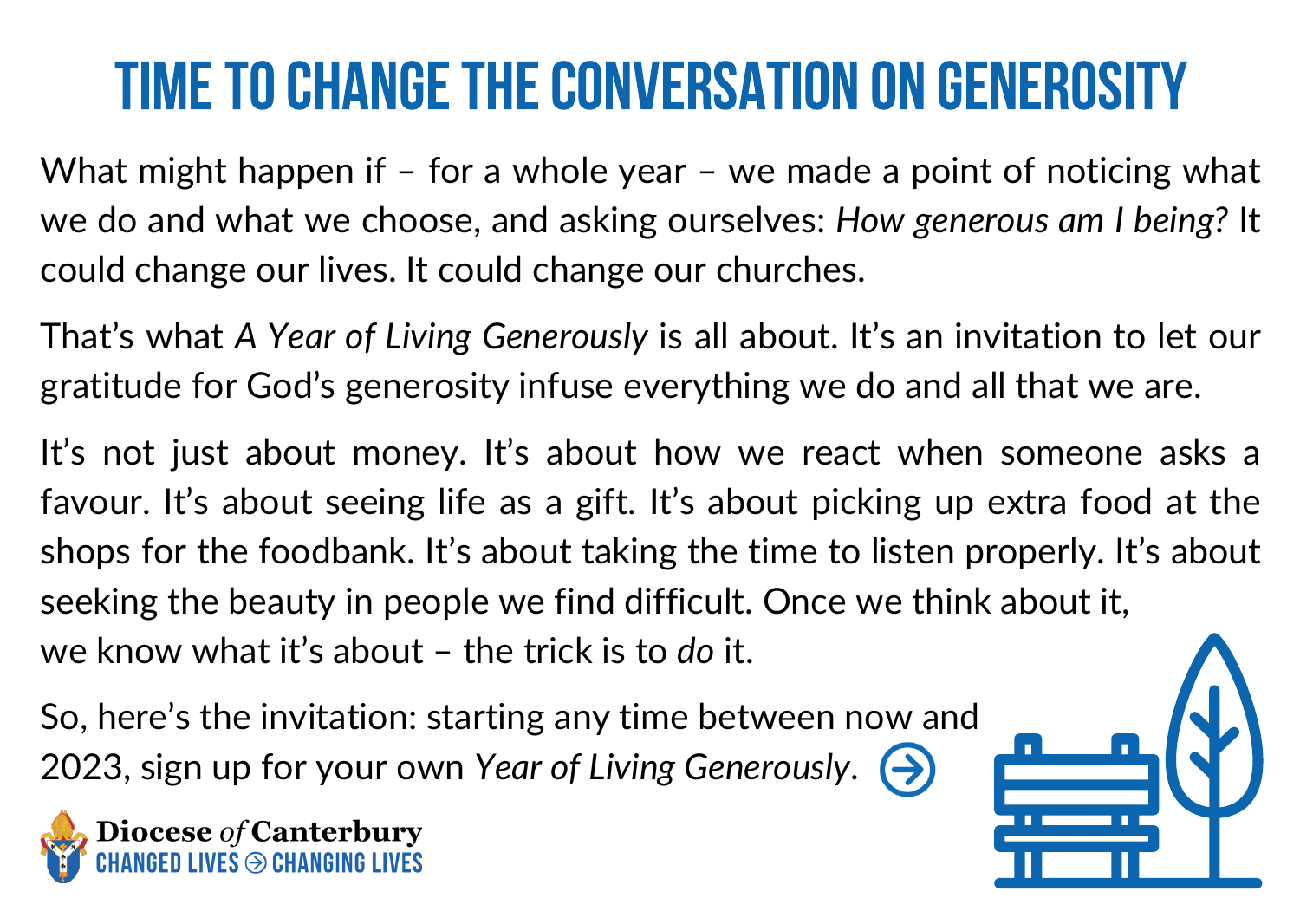# TIME TO CHANGE THE CONVERSATION ON GENEROSITY

What might happen if – for a whole year – we made a point of noticing what we do and what we choose, and asking ourselves: *How generous am I being?* It could change our lives. It could change our churches.

That's what *A Year of Living Generously* is all about. It's an invitation to let our gratitude for God's generosity infuse everything we do and all that we are.

It's not just about money. It's about how we react when someone asks a favour. It's about seeing life as a gift. It's about picking up extra food at the shops for the foodbank. It's about taking the time to listen properly. It's about seeking the beauty in people we find difficult. Once we think about it, we know what it's about – the trick is to *do* it.

So, here's the invitation: starting any time between now and 2023, sign up for your own *Year of Living Generously*.

**Diocese of Canterbury**
CHANGED LIVES CHANGING LIVES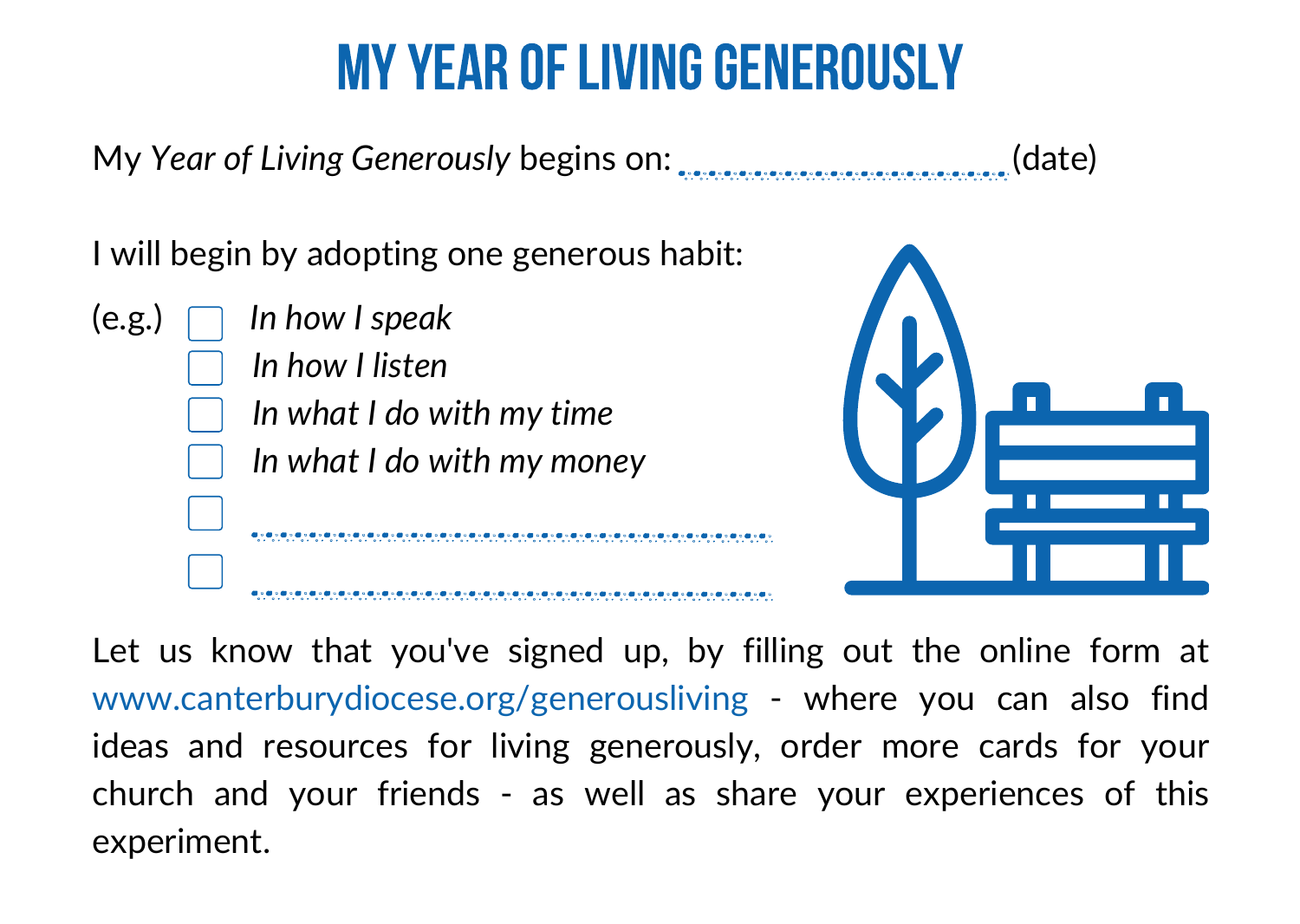# MY YEAR OF LIVING GENEROUSLY

My *Year of Living Generously* begins on: ........................ (date)

I will begin by adopting one generous habit:

(e.g.)

- ☐ *In how I speak*
- ☐ *In how I listen*
- ☐ *In what I do with my time*
- ☐ *In what I do with my money*
- ☐ ........................................
- ☐ ........................................

Let us know that you've signed up, by filling out the online form at www.canterburydiocese.org/generousliving - where you can also find ideas and resources for living generously, order more cards for your church and your friends - as well as share your experiences of this experiment.